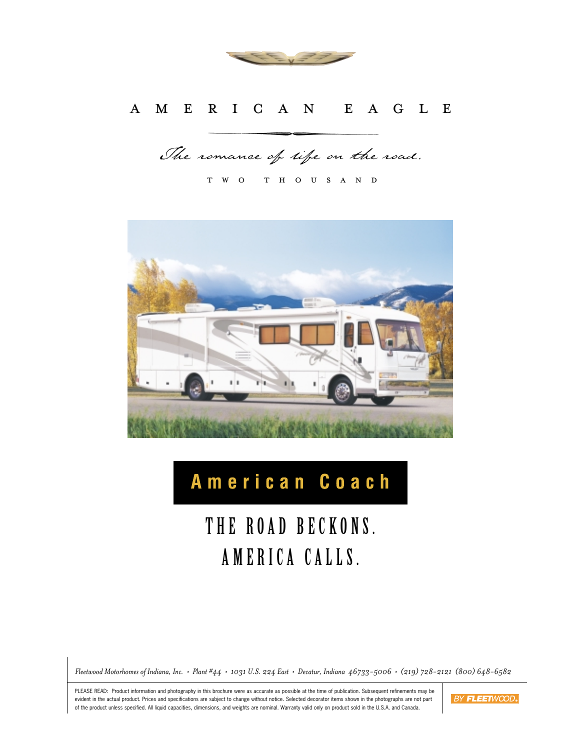# AMERICAN EAGLE

*The romance of life on the road.*

TWO THOUSAND

## American Coach

## THE ROAD BECKONS.
## AMERICA CALLS.

*Fleetwood Motorhomes of Indiana, Inc. • Plant #44 • 1031 U.S. 224 East • Decatur, Indiana 46733-5006 • (219) 728-2121 (800) 648-6582*

PLEASE READ: Product information and photography in this brochure were as accurate as possible at the time of publication. Subsequent refinements may be evident in the actual product. Prices and specifications are subject to change without notice. Selected decorator items shown in the photographs are not part of the product unless specified. All liquid capacities, dimensions, and weights are nominal. Warranty valid only on product sold in the U.S.A. and Canada.

BY FLEETWOOD.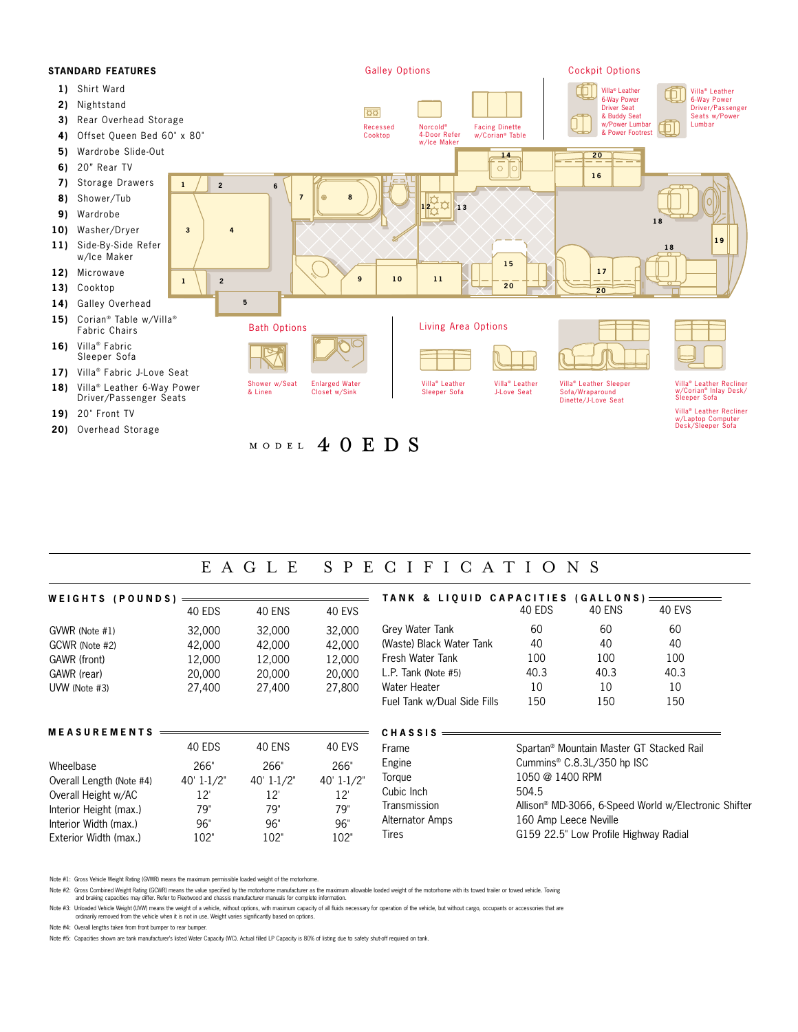## STANDARD FEATURES

1) Shirt Ward
2) Nightstand
3) Rear Overhead Storage
4) Offset Queen Bed 60" x 80"
5) Wardrobe Slide-Out
6) 20" Rear TV
7) Storage Drawers
8) Shower/Tub
9) Wardrobe
10) Washer/Dryer
11) Side-By-Side Refer w/Ice Maker
12) Microwave
13) Cooktop
14) Galley Overhead
15) Corian® Table w/Villa® Fabric Chairs
16) Villa® Fabric Sleeper Sofa
17) Villa® Fabric J-Love Seat
18) Villa® Leather 6-Way Power Driver/Passenger Seats
19) 20" Front TV
20) Overhead Storage

### Galley Options

- Recessed Cooktop
- Norcold® 4-Door Refer w/Ice Maker
- Facing Dinette w/Corian® Table

### Cockpit Options

- Villa® Leather 6-Way Power Driver Seat & Buddy Seat w/Power Lumbar & Power Footrest
- Villa® Leather 6-Way Power Driver/Passenger Seats w/Power Lumbar

### Bath Options

- Shower w/Seat & Linen
- Enlarged Water Closet w/Sink

### Living Area Options

- Villa® Leather Sleeper Sofa
- Villa® Leather J-Love Seat
- Villa® Leather Sleeper Sofa/Wraparound Dinette/J-Love Seat
- Villa® Leather Recliner w/Corian® Inlay Desk/Sleeper Sofa
- Villa® Leather Recliner w/Laptop Computer Desk/Sleeper Sofa

MODEL 40EDS

# EAGLE SPECIFICATIONS

### WEIGHTS (POUNDS)

| | 40 EDS | 40 ENS | 40 EVS |
|---|---|---|---|
| GVWR (Note #1) | 32,000 | 32,000 | 32,000 |
| GCWR (Note #2) | 42,000 | 42,000 | 42,000 |
| GAWR (front) | 12,000 | 12,000 | 12,000 |
| GAWR (rear) | 20,000 | 20,000 | 20,000 |
| UVW (Note #3) | 27,400 | 27,400 | 27,800 |

### TANK & LIQUID CAPACITIES (GALLONS)

| | 40 EDS | 40 ENS | 40 EVS |
|---|---|---|---|
| Grey Water Tank | 60 | 60 | 60 |
| (Waste) Black Water Tank | 40 | 40 | 40 |
| Fresh Water Tank | 100 | 100 | 100 |
| L.P. Tank (Note #5) | 40.3 | 40.3 | 40.3 |
| Water Heater | 10 | 10 | 10 |
| Fuel Tank w/Dual Side Fills | 150 | 150 | 150 |

### MEASUREMENTS

| | 40 EDS | 40 ENS | 40 EVS |
|---|---|---|---|
| Wheelbase | 266" | 266" | 266" |
| Overall Length (Note #4) | 40' 1-1/2" | 40' 1-1/2" | 40' 1-1/2" |
| Overall Height w/AC | 12' | 12' | 12' |
| Interior Height (max.) | 79" | 79" | 79" |
| Interior Width (max.) | 96" | 96" | 96" |
| Exterior Width (max.) | 102" | 102" | 102" |

### CHASSIS

| | |
|---|---|
| Frame | Spartan® Mountain Master GT Stacked Rail |
| Engine | Cummins® C.8.3L/350 hp ISC |
| Torque | 1050 @ 1400 RPM |
| Cubic Inch | 504.5 |
| Transmission | Allison® MD-3066, 6-Speed World w/Electronic Shifter |
| Alternator Amps | 160 Amp Leece Neville |
| Tires | G159 22.5" Low Profile Highway Radial |

Note #1: Gross Vehicle Weight Rating (GVWR) means the maximum permissible loaded weight of the motorhome.

Note #2: Gross Combined Weight Rating (GCWR) means the value specified by the motorhome manufacturer as the maximum allowable loaded weight of the motorhome with its towed trailer or towed vehicle. Towing and braking capacities may differ. Refer to Fleetwood and chassis manufacturer manuals for complete information.

Note #3: Unloaded Vehicle Weight (UVW) means the weight of a vehicle, without options, with maximum capacity of all fluids necessary for operation of the vehicle, but without cargo, occupants or accessories that are ordinarily removed from the vehicle when it is not in use. Weight varies significantly based on options.

Note #4: Overall lengths taken from front bumper to rear bumper.

Note #5: Capacities shown are tank manufacturer's listed Water Capacity (WC). Actual filled LP Capacity is 80% of listing due to safety shut-off required on tank.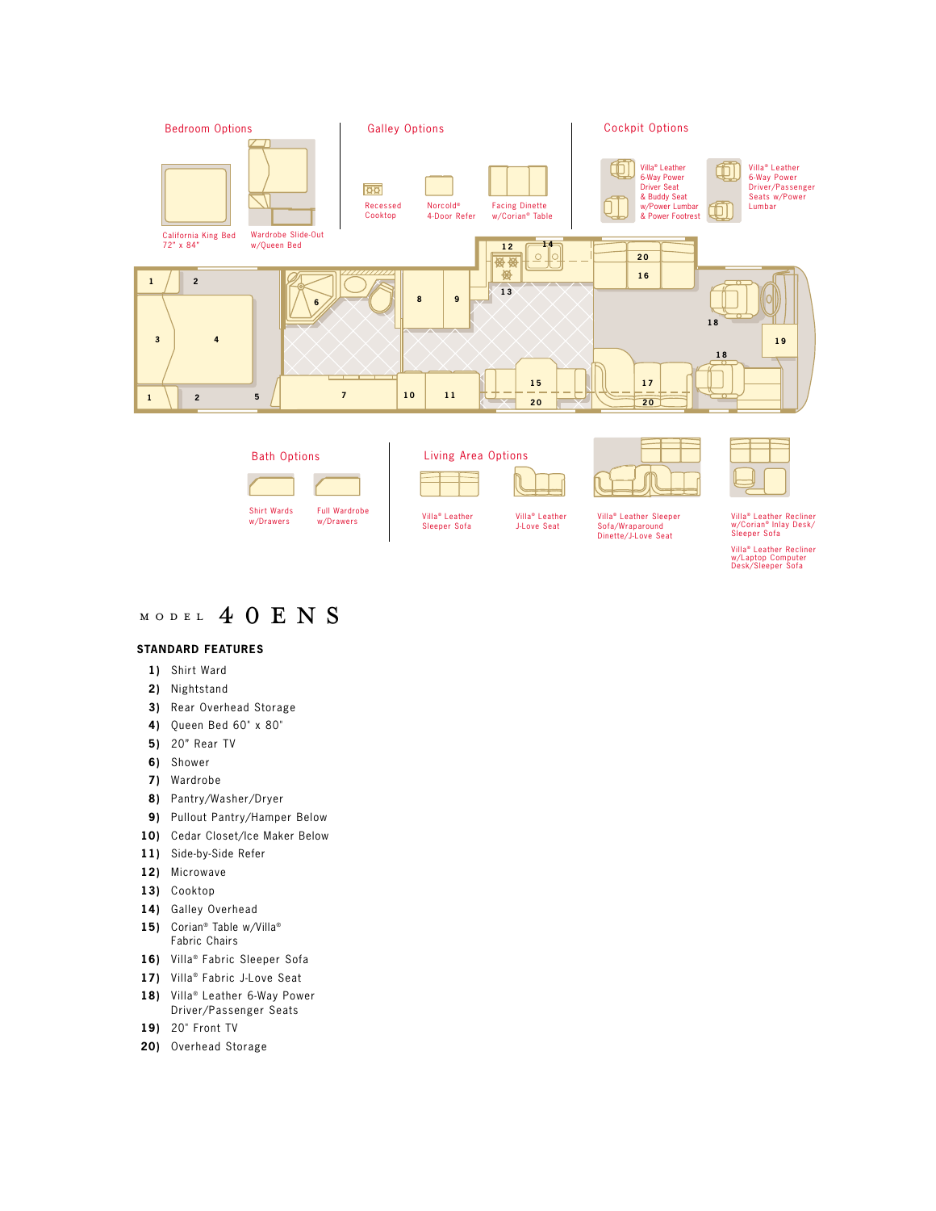## Bedroom Options

California King Bed 72" x 84"

Wardrobe Slide-Out w/Queen Bed

## Galley Options

Recessed Cooktop

Norcold® 4-Door Refer

Facing Dinette w/Corian® Table

## Cockpit Options

Villa® Leather 6-Way Power Driver Seat & Buddy Seat w/Power Lumbar & Power Footrest

Villa® Leather 6-Way Power Driver/Passenger Seats w/Power Lumbar

## Bath Options

Shirt Wards w/Drawers

Full Wardrobe w/Drawers

## Living Area Options

Villa® Leather Sleeper Sofa

Villa® Leather J-Love Seat

Villa® Leather Sleeper Sofa/Wraparound Dinette/J-Love Seat

Villa® Leather Recliner w/Corian® Inlay Desk/ Sleeper Sofa

Villa® Leather Recliner w/Laptop Computer Desk/Sleeper Sofa

# MODEL 40ENS

## STANDARD FEATURES

1) Shirt Ward
2) Nightstand
3) Rear Overhead Storage
4) Queen Bed 60" x 80"
5) 20" Rear TV
6) Shower
7) Wardrobe
8) Pantry/Washer/Dryer
9) Pullout Pantry/Hamper Below
10) Cedar Closet/Ice Maker Below
11) Side-by-Side Refer
12) Microwave
13) Cooktop
14) Galley Overhead
15) Corian® Table w/Villa® Fabric Chairs
16) Villa® Fabric Sleeper Sofa
17) Villa® Fabric J-Love Seat
18) Villa® Leather 6-Way Power Driver/Passenger Seats
19) 20" Front TV
20) Overhead Storage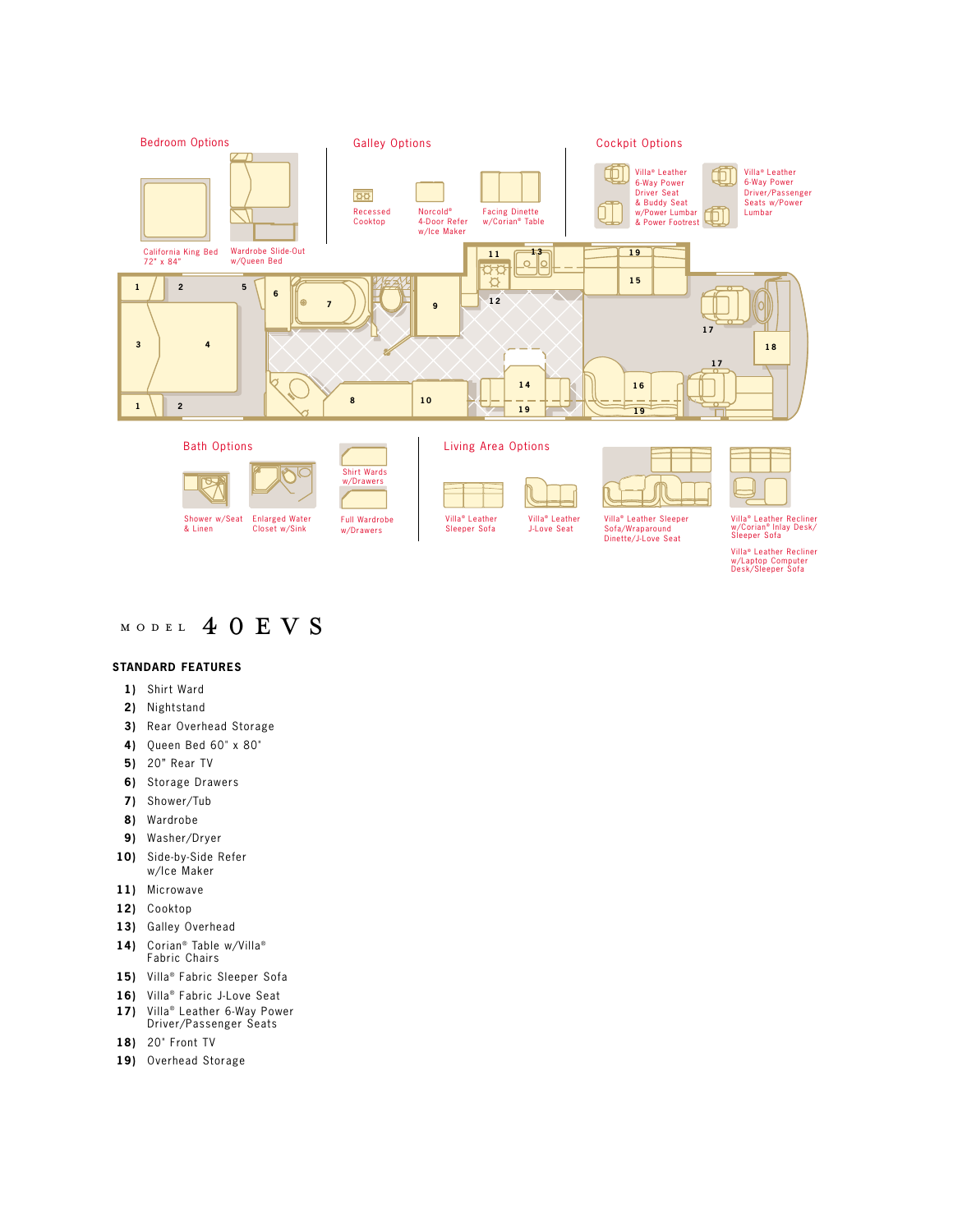## Bedroom Options

California King Bed 72" x 84"

Wardrobe Slide-Out w/Queen Bed

## Galley Options

Recessed Cooktop

Norcold® 4-Door Refer w/Ice Maker

Facing Dinette w/Corian® Table

## Cockpit Options

Villa® Leather 6-Way Power Driver Seat & Buddy Seat w/Power Lumbar & Power Footrest

Villa® Leather 6-Way Power Driver/Passenger Seats w/Power Lumbar

## Bath Options

Shower w/Seat & Linen

Enlarged Water Closet w/Sink

Shirt Wards w/Drawers

Full Wardrobe w/Drawers

## Living Area Options

Villa® Leather Sleeper Sofa

Villa® Leather J-Love Seat

Villa® Leather Sleeper Sofa/Wraparound Dinette/J-Love Seat

Villa® Leather Recliner w/Corian® Inlay Desk/Sleeper Sofa

Villa® Leather Recliner w/Laptop Computer Desk/Sleeper Sofa

# MODEL 40EVS

### STANDARD FEATURES

1) Shirt Ward
2) Nightstand
3) Rear Overhead Storage
4) Queen Bed 60" x 80"
5) 20" Rear TV
6) Storage Drawers
7) Shower/Tub
8) Wardrobe
9) Washer/Dryer
10) Side-by-Side Refer w/Ice Maker
11) Microwave
12) Cooktop
13) Galley Overhead
14) Corian® Table w/Villa® Fabric Chairs
15) Villa® Fabric Sleeper Sofa
16) Villa® Fabric J-Love Seat
17) Villa® Leather 6-Way Power Driver/Passenger Seats
18) 20" Front TV
19) Overhead Storage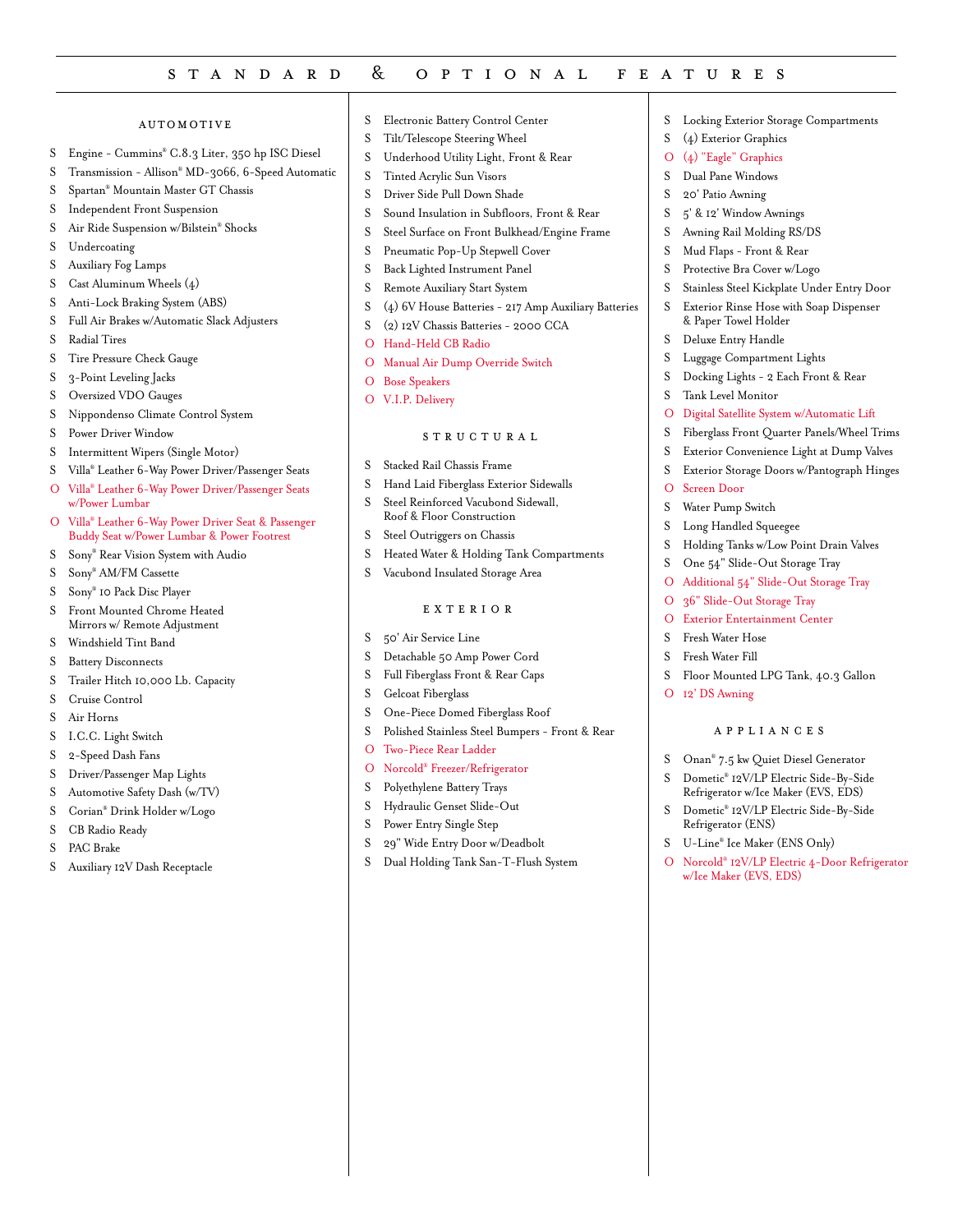# STANDARD & OPTIONAL FEATURES

## AUTOMOTIVE

- S Engine - Cummins® C.8.3 Liter, 350 hp ISC Diesel
- S Transmission - Allison® MD-3066, 6-Speed Automatic
- S Spartan® Mountain Master GT Chassis
- S Independent Front Suspension
- S Air Ride Suspension w/Bilstein® Shocks
- S Undercoating
- S Auxiliary Fog Lamps
- S Cast Aluminum Wheels (4)
- S Anti-Lock Braking System (ABS)
- S Full Air Brakes w/Automatic Slack Adjusters
- S Radial Tires
- S Tire Pressure Check Gauge
- S 3-Point Leveling Jacks
- S Oversized VDO Gauges
- S Nippondenso Climate Control System
- S Power Driver Window
- S Intermittent Wipers (Single Motor)
- S Villa® Leather 6-Way Power Driver/Passenger Seats
- O Villa® Leather 6-Way Power Driver/Passenger Seats w/Power Lumbar
- O Villa® Leather 6-Way Power Driver Seat & Passenger Buddy Seat w/Power Lumbar & Power Footrest
- S Sony® Rear Vision System with Audio
- S Sony® AM/FM Cassette
- S Sony® 10 Pack Disc Player
- S Front Mounted Chrome Heated Mirrors w/ Remote Adjustment
- S Windshield Tint Band
- S Battery Disconnects
- S Trailer Hitch 10,000 Lb. Capacity
- S Cruise Control
- S Air Horns
- S I.C.C. Light Switch
- S 2-Speed Dash Fans
- S Driver/Passenger Map Lights
- S Automotive Safety Dash (w/TV)
- S Corian® Drink Holder w/Logo
- S CB Radio Ready
- S PAC Brake
- S Auxiliary 12V Dash Receptacle
- S Electronic Battery Control Center
- S Tilt/Telescope Steering Wheel
- S Underhood Utility Light, Front & Rear
- S Tinted Acrylic Sun Visors
- S Driver Side Pull Down Shade
- S Sound Insulation in Subfloors, Front & Rear
- S Steel Surface on Front Bulkhead/Engine Frame
- S Pneumatic Pop-Up Stepwell Cover
- S Back Lighted Instrument Panel
- S Remote Auxiliary Start System
- S (4) 6V House Batteries - 217 Amp Auxiliary Batteries
- S (2) 12V Chassis Batteries - 2000 CCA
- O Hand-Held CB Radio
- O Manual Air Dump Override Switch
- O Bose Speakers
- O V.I.P. Delivery

## STRUCTURAL

- S Stacked Rail Chassis Frame
- S Hand Laid Fiberglass Exterior Sidewalls
- S Steel Reinforced Vacubond Sidewall, Roof & Floor Construction
- S Steel Outriggers on Chassis
- S Heated Water & Holding Tank Compartments
- S Vacubond Insulated Storage Area

## EXTERIOR

- S 50' Air Service Line
- S Detachable 50 Amp Power Cord
- S Full Fiberglass Front & Rear Caps
- S Gelcoat Fiberglass
- S One-Piece Domed Fiberglass Roof
- S Polished Stainless Steel Bumpers - Front & Rear
- O Two-Piece Rear Ladder
- O Norcold® Freezer/Refrigerator
- S Polyethylene Battery Trays
- S Hydraulic Genset Slide-Out
- S Power Entry Single Step
- S 29" Wide Entry Door w/Deadbolt
- S Dual Holding Tank San-T-Flush System
- S Locking Exterior Storage Compartments
- S (4) Exterior Graphics
- O (4) "Eagle" Graphics
- S Dual Pane Windows
- S 20' Patio Awning
- S 5' & 12' Window Awnings
- S Awning Rail Molding RS/DS
- S Mud Flaps - Front & Rear
- S Protective Bra Cover w/Logo
- S Stainless Steel Kickplate Under Entry Door
- S Exterior Rinse Hose with Soap Dispenser & Paper Towel Holder
- S Deluxe Entry Handle
- S Luggage Compartment Lights
- S Docking Lights - 2 Each Front & Rear
- S Tank Level Monitor
- O Digital Satellite System w/Automatic Lift
- S Fiberglass Front Quarter Panels/Wheel Trims
- S Exterior Convenience Light at Dump Valves
- S Exterior Storage Doors w/Pantograph Hinges
- O Screen Door
- S Water Pump Switch
- S Long Handled Squeegee
- S Holding Tanks w/Low Point Drain Valves
- S One 54" Slide-Out Storage Tray
- O Additional 54" Slide-Out Storage Tray
- O 36" Slide-Out Storage Tray
- O Exterior Entertainment Center
- S Fresh Water Hose
- S Fresh Water Fill
- S Floor Mounted LPG Tank, 40.3 Gallon
- O 12' DS Awning

## APPLIANCES

- S Onan® 7.5 kw Quiet Diesel Generator
- S Dometic® 12V/LP Electric Side-By-Side Refrigerator w/Ice Maker (EVS, EDS)
- S Dometic® 12V/LP Electric Side-By-Side Refrigerator (ENS)
- S U-Line® Ice Maker (ENS Only)
- O Norcold® 12V/LP Electric 4-Door Refrigerator w/Ice Maker (EVS, EDS)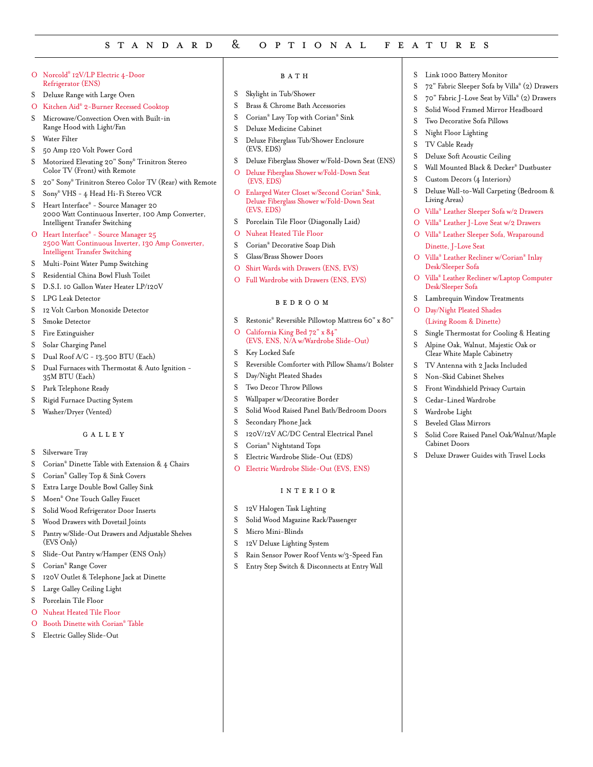# STANDARD & OPTIONAL FEATURES

- O Norcold® 12V/LP Electric 4-Door Refrigerator (ENS)
- S Deluxe Range with Large Oven
- O Kitchen Aid® 2-Burner Recessed Cooktop
- S Microwave/Convection Oven with Built-in Range Hood with Light/Fan
- S Water Filter
- S 50 Amp 120 Volt Power Cord
- S Motorized Elevating 20" Sony® Trinitron Stereo Color TV (Front) with Remote
- S 20" Sony® Trinitron Stereo Color TV (Rear) with Remote
- S Sony® VHS - 4 Head Hi-Fi Stereo VCR
- S Heart Interface® - Source Manager 20 2000 Watt Continuous Inverter, 100 Amp Converter, Intelligent Transfer Switching
- O Heart Interface® - Source Manager 25 2500 Watt Continuous Inverter, 130 Amp Converter, Intelligent Transfer Switching
- S Multi-Point Water Pump Switching
- S Residential China Bowl Flush Toilet
- S D.S.I. 10 Gallon Water Heater LP/120V
- S LPG Leak Detector
- S 12 Volt Carbon Monoxide Detector
- S Smoke Detector
- S Fire Extinguisher
- S Solar Charging Panel
- S Dual Roof A/C - 13,500 BTU (Each)
- S Dual Furnaces with Thermostat & Auto Ignition - 35M BTU (Each)
- S Park Telephone Ready
- S Rigid Furnace Ducting System
- S Washer/Dryer (Vented)

## GALLEY

- S Silverware Tray
- S Corian® Dinette Table with Extension & 4 Chairs
- S Corian® Galley Top & Sink Covers
- S Extra Large Double Bowl Galley Sink
- S Moen® One Touch Galley Faucet
- S Solid Wood Refrigerator Door Inserts
- S Wood Drawers with Dovetail Joints
- S Pantry w/Slide-Out Drawers and Adjustable Shelves (EVS Only)
- S Slide-Out Pantry w/Hamper (ENS Only)
- S Corian® Range Cover
- S 120V Outlet & Telephone Jack at Dinette
- S Large Galley Ceiling Light
- S Porcelain Tile Floor
- O Nuheat Heated Tile Floor
- O Booth Dinette with Corian® Table
- S Electric Galley Slide-Out

## BATH

- S Skylight in Tub/Shower
- S Brass & Chrome Bath Accessories
- S Corian® Lavy Top with Corian® Sink
- S Deluxe Medicine Cabinet
- S Deluxe Fiberglass Tub/Shower Enclosure (EVS, EDS)
- S Deluxe Fiberglass Shower w/Fold-Down Seat (ENS)
- O Deluxe Fiberglass Shower w/Fold-Down Seat (EVS, EDS)
- O Enlarged Water Closet w/Second Corian® Sink, Deluxe Fiberglass Shower w/Fold-Down Seat (EVS, EDS)
- S Porcelain Tile Floor (Diagonally Laid)
- O Nuheat Heated Tile Floor
- S Corian® Decorative Soap Dish
- S Glass/Brass Shower Doors
- O Shirt Wards with Drawers (ENS, EVS)
- O Full Wardrobe with Drawers (ENS, EVS)

## BEDROOM

- S Restonic® Reversible Pillowtop Mattress 60" x 80"
- O California King Bed 72" x 84" (EVS, ENS, N/A w/Wardrobe Slide-Out)
- S Key Locked Safe
- S Reversible Comforter with Pillow Shams/1 Bolster
- S Day/Night Pleated Shades
- S Two Decor Throw Pillows
- S Wallpaper w/Decorative Border
- S Solid Wood Raised Panel Bath/Bedroom Doors
- S Secondary Phone Jack
- S 120V/12V AC/DC Central Electrical Panel
- S Corian® Nightstand Tops
- S Electric Wardrobe Slide-Out (EDS)
- O Electric Wardrobe Slide-Out (EVS, ENS)

## INTERIOR

- S 12V Halogen Task Lighting
- S Solid Wood Magazine Rack/Passenger
- S Micro Mini-Blinds
- S 12V Deluxe Lighting System
- S Rain Sensor Power Roof Vents w/3-Speed Fan
- S Entry Step Switch & Disconnects at Entry Wall
- S Link 1000 Battery Monitor
- S 72" Fabric Sleeper Sofa by Villa® (2) Drawers
- S 70" Fabric J-Love Seat by Villa® (2) Drawers
- S Solid Wood Framed Mirror Headboard
- S Two Decorative Sofa Pillows
- S Night Floor Lighting
- S TV Cable Ready
- S Deluxe Soft Acoustic Ceiling
- S Wall Mounted Black & Decker® Dustbuster
- S Custom Decors (4 Interiors)
- S Deluxe Wall-to-Wall Carpeting (Bedroom & Living Areas)
- O Villa® Leather Sleeper Sofa w/2 Drawers
- O Villa® Leather J-Love Seat w/2 Drawers
- O Villa® Leather Sleeper Sofa, Wraparound Dinette, J-Love Seat
- O Villa® Leather Recliner w/Corian® Inlay Desk/Sleeper Sofa
- O Villa® Leather Recliner w/Laptop Computer Desk/Sleeper Sofa
- S Lambrequin Window Treatments
- O Day/Night Pleated Shades (Living Room & Dinette)
- S Single Thermostat for Cooling & Heating
- S Alpine Oak, Walnut, Majestic Oak or Clear White Maple Cabinetry
- S TV Antenna with 2 Jacks Included
- S Non-Skid Cabinet Shelves
- S Front Windshield Privacy Curtain
- S Cedar-Lined Wardrobe
- S Wardrobe Light
- S Beveled Glass Mirrors
- S Solid Core Raised Panel Oak/Walnut/Maple Cabinet Doors
- S Deluxe Drawer Guides with Travel Locks